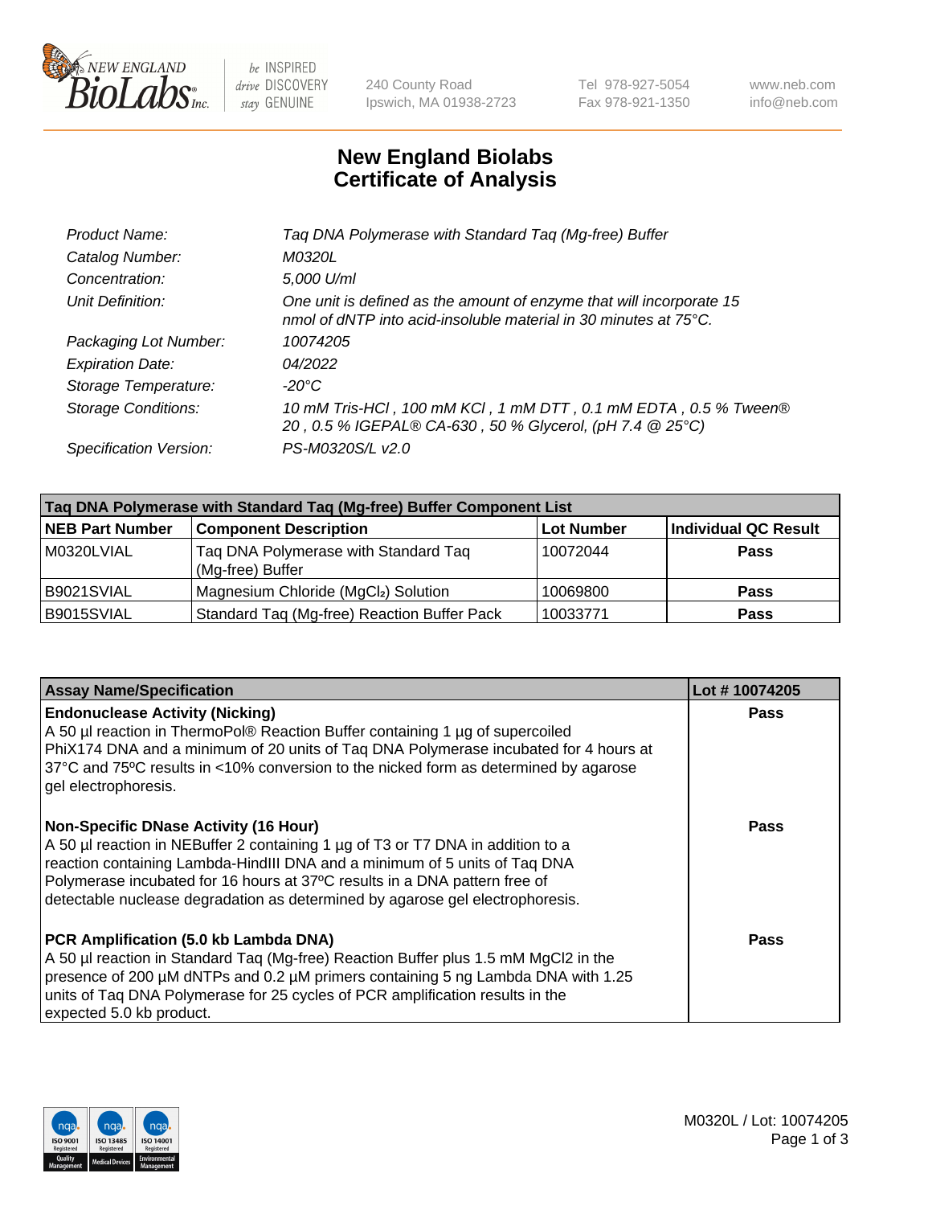# New England Biolabs Certificate of Analysis

| | |
|---|---|
| *Product Name:* | *Taq DNA Polymerase with Standard Taq (Mg-free) Buffer* |
| *Catalog Number:* | *M0320L* |
| *Concentration:* | *5,000 U/ml* |
| *Unit Definition:* | *One unit is defined as the amount of enzyme that will incorporate 15 nmol of dNTP into acid-insoluble material in 30 minutes at 75°C.* |
| *Packaging Lot Number:* | *10074205* |
| *Expiration Date:* | *04/2022* |
| *Storage Temperature:* | *-20°C* |
| *Storage Conditions:* | *10 mM Tris-HCl , 100 mM KCl , 1 mM DTT , 0.1 mM EDTA , 0.5 % Tween® 20 , 0.5 % IGEPAL® CA-630 , 50 % Glycerol, (pH 7.4 @ 25°C)* |
| *Specification Version:* | *PS-M0320S/L v2.0* |

| Taq DNA Polymerase with Standard Taq (Mg-free) Buffer Component List | | | |
|---|---|---|---|
| **NEB Part Number** | **Component Description** | **Lot Number** | **Individual QC Result** |
| M0320LVIAL | Taq DNA Polymerase with Standard Taq (Mg-free) Buffer | 10072044 | **Pass** |
| B9021SVIAL | Magnesium Chloride ($MgCl_2$) Solution | 10069800 | **Pass** |
| B9015SVIAL | Standard Taq (Mg-free) Reaction Buffer Pack | 10033771 | **Pass** |

| Assay Name/Specification | Lot # 10074205 |
|---|---|
| **Endonuclease Activity (Nicking)**<br>A 50 µl reaction in ThermoPol® Reaction Buffer containing 1 µg of supercoiled PhiX174 DNA and a minimum of 20 units of Taq DNA Polymerase incubated for 4 hours at 37°C and 75ºC results in <10% conversion to the nicked form as determined by agarose gel electrophoresis. | **Pass** |
| **Non-Specific DNase Activity (16 Hour)**<br>A 50 µl reaction in NEBuffer 2 containing 1 µg of T3 or T7 DNA in addition to a reaction containing Lambda-HindIII DNA and a minimum of 5 units of Taq DNA Polymerase incubated for 16 hours at 37ºC results in a DNA pattern free of detectable nuclease degradation as determined by agarose gel electrophoresis. | **Pass** |
| **PCR Amplification (5.0 kb Lambda DNA)**<br>A 50 µl reaction in Standard Taq (Mg-free) Reaction Buffer plus 1.5 mM MgCl2 in the presence of 200 µM dNTPs and 0.2 µM primers containing 5 ng Lambda DNA with 1.25 units of Taq DNA Polymerase for 25 cycles of PCR amplification results in the expected 5.0 kb product. | **Pass** |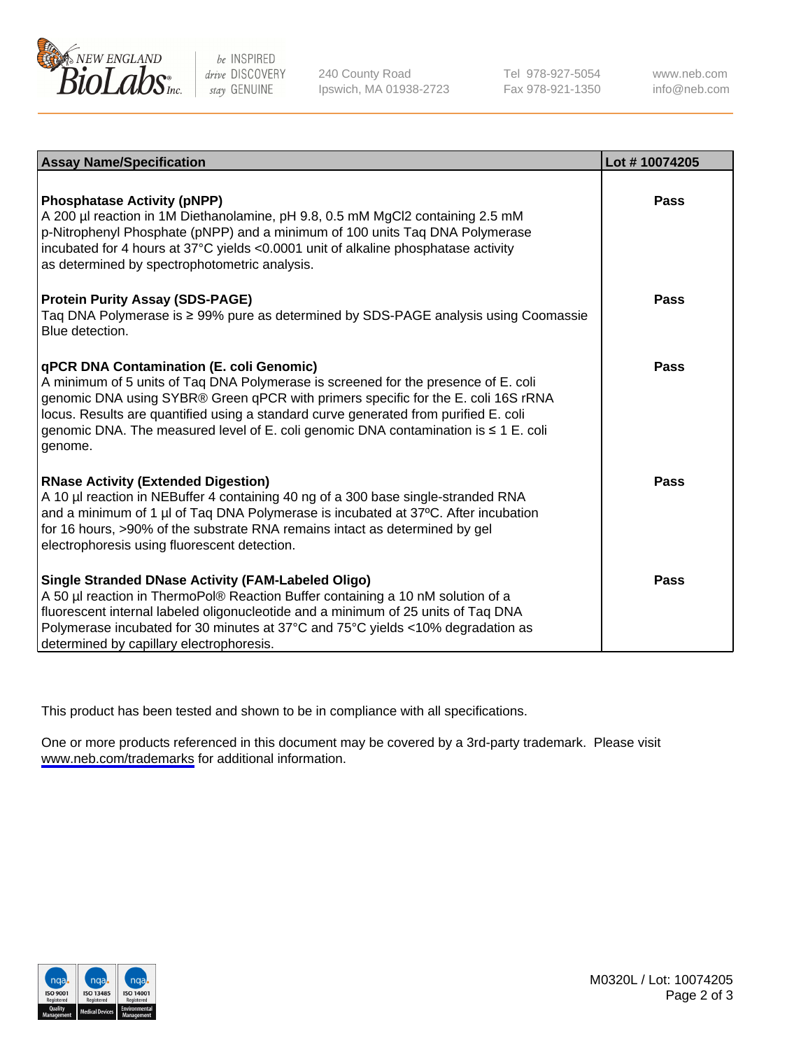| Assay Name/Specification | Lot # 10074205 |
|---|---|
| **Phosphatase Activity (pNPP)**<br>A 200 µl reaction in 1M Diethanolamine, pH 9.8, 0.5 mM $MgCl_2$ containing 2.5 mM p-Nitrophenyl Phosphate (pNPP) and a minimum of 100 units Taq DNA Polymerase incubated for 4 hours at 37°C yields <0.0001 unit of alkaline phosphatase activity as determined by spectrophotometric analysis. | Pass |
| **Protein Purity Assay (SDS-PAGE)**<br>Taq DNA Polymerase is ≥ 99% pure as determined by SDS-PAGE analysis using Coomassie Blue detection. | Pass |
| **qPCR DNA Contamination (E. coli Genomic)**<br>A minimum of 5 units of Taq DNA Polymerase is screened for the presence of E. coli genomic DNA using SYBR® Green qPCR with primers specific for the E. coli 16S rRNA locus. Results are quantified using a standard curve generated from purified E. coli genomic DNA. The measured level of E. coli genomic DNA contamination is ≤ 1 E. coli genome. | Pass |
| **RNase Activity (Extended Digestion)**<br>A 10 µl reaction in NEBuffer 4 containing 40 ng of a 300 base single-stranded RNA and a minimum of 1 µl of Taq DNA Polymerase is incubated at 37ºC. After incubation for 16 hours, >90% of the substrate RNA remains intact as determined by gel electrophoresis using fluorescent detection. | Pass |
| **Single Stranded DNase Activity (FAM-Labeled Oligo)**<br>A 50 µl reaction in ThermoPol® Reaction Buffer containing a 10 nM solution of a fluorescent internal labeled oligonucleotide and a minimum of 25 units of Taq DNA Polymerase incubated for 30 minutes at 37°C and 75°C yields <10% degradation as determined by capillary electrophoresis. | Pass |

This product has been tested and shown to be in compliance with all specifications.

One or more products referenced in this document may be covered by a 3rd-party trademark. Please visit www.neb.com/trademarks for additional information.

M0320L / Lot: 10074205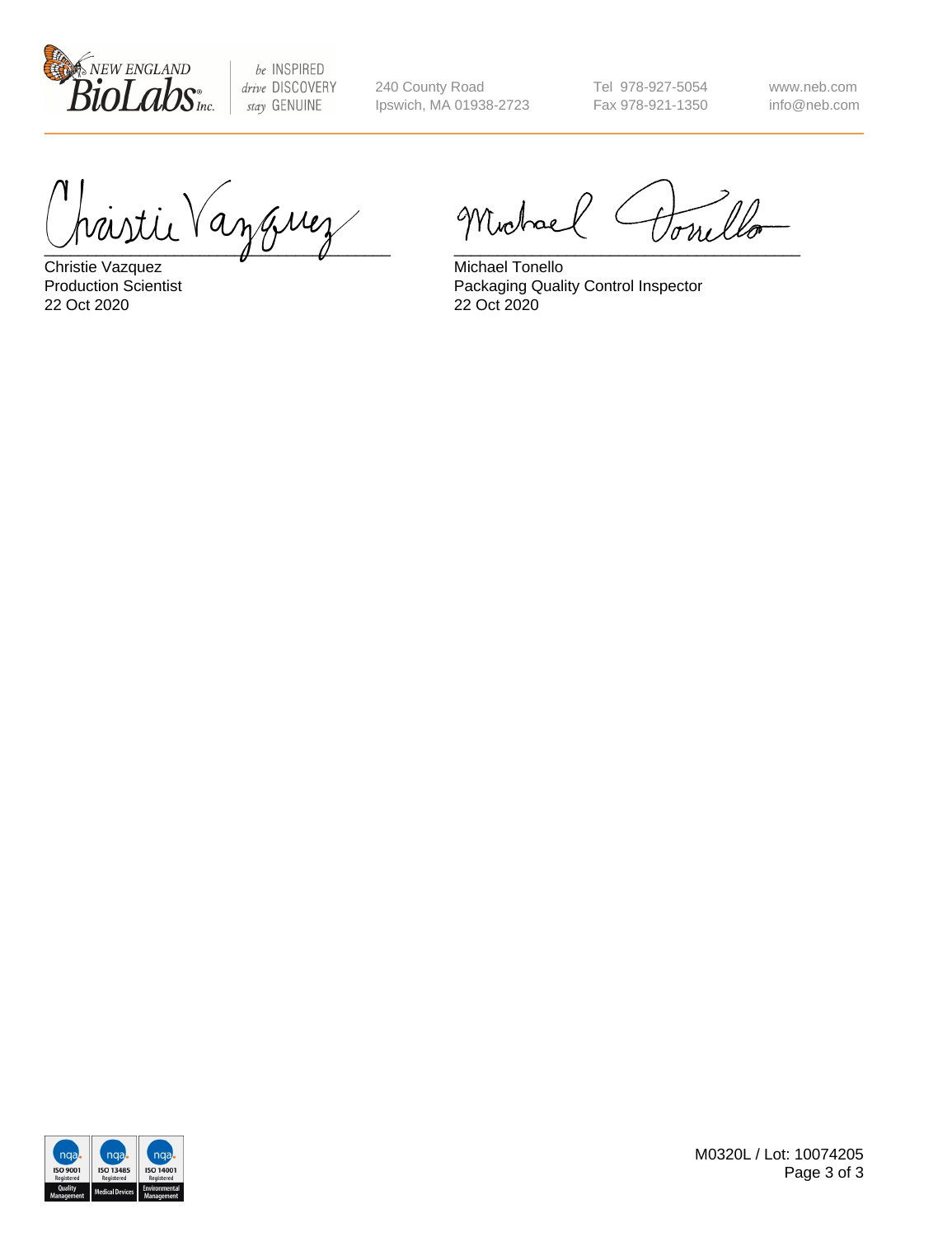Christie Vazquez
Production Scientist
22 Oct 2020

Michael Tonello
Packaging Quality Control Inspector
22 Oct 2020

M0320L / Lot: 10074205